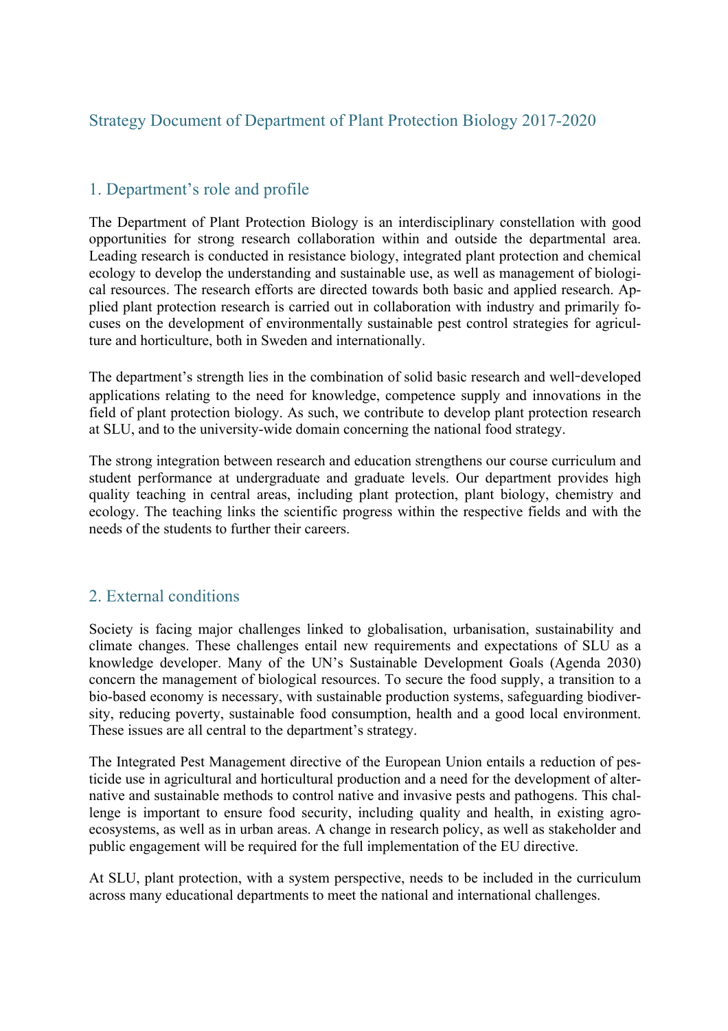# Strategy Document of Department of Plant Protection Biology 2017-2020

## 1. Department's role and profile

The Department of Plant Protection Biology is an interdisciplinary constellation with good opportunities for strong research collaboration within and outside the departmental area. Leading research is conducted in resistance biology, integrated plant protection and chemical ecology to develop the understanding and sustainable use, as well as management of biological resources. The research efforts are directed towards both basic and applied research. Applied plant protection research is carried out in collaboration with industry and primarily focuses on the development of environmentally sustainable pest control strategies for agriculture and horticulture, both in Sweden and internationally.

The department's strength lies in the combination of solid basic research and well-developed applications relating to the need for knowledge, competence supply and innovations in the field of plant protection biology. As such, we contribute to develop plant protection research at SLU, and to the university-wide domain concerning the national food strategy.

The strong integration between research and education strengthens our course curriculum and student performance at undergraduate and graduate levels. Our department provides high quality teaching in central areas, including plant protection, plant biology, chemistry and ecology. The teaching links the scientific progress within the respective fields and with the needs of the students to further their careers.

## 2. External conditions

Society is facing major challenges linked to globalisation, urbanisation, sustainability and climate changes. These challenges entail new requirements and expectations of SLU as a knowledge developer. Many of the UN's Sustainable Development Goals (Agenda 2030) concern the management of biological resources. To secure the food supply, a transition to a bio-based economy is necessary, with sustainable production systems, safeguarding biodiversity, reducing poverty, sustainable food consumption, health and a good local environment. These issues are all central to the department's strategy.

The Integrated Pest Management directive of the European Union entails a reduction of pesticide use in agricultural and horticultural production and a need for the development of alternative and sustainable methods to control native and invasive pests and pathogens. This challenge is important to ensure food security, including quality and health, in existing agro-ecosystems, as well as in urban areas. A change in research policy, as well as stakeholder and public engagement will be required for the full implementation of the EU directive.

At SLU, plant protection, with a system perspective, needs to be included in the curriculum across many educational departments to meet the national and international challenges.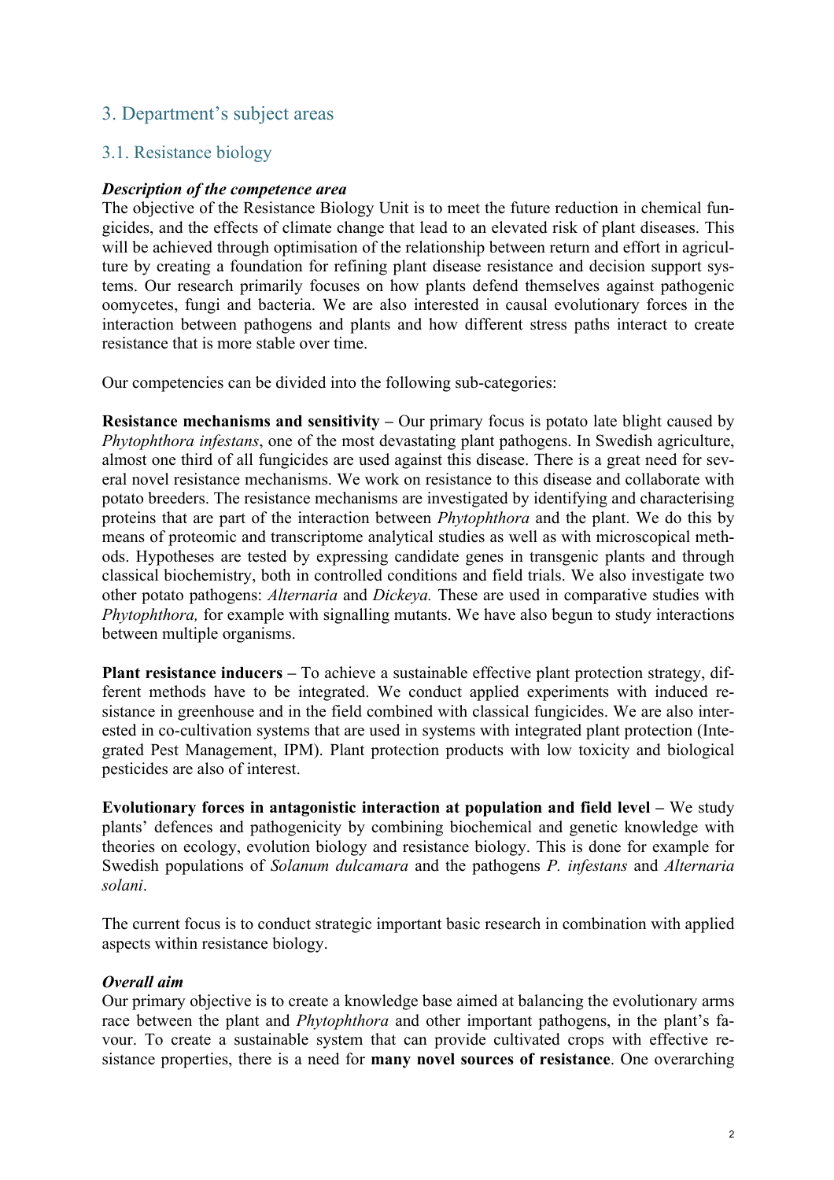## 3. Department's subject areas

### 3.1. Resistance biology

***Description of the competence area***

The objective of the Resistance Biology Unit is to meet the future reduction in chemical fungicides, and the effects of climate change that lead to an elevated risk of plant diseases. This will be achieved through optimisation of the relationship between return and effort in agriculture by creating a foundation for refining plant disease resistance and decision support systems. Our research primarily focuses on how plants defend themselves against pathogenic oomycetes, fungi and bacteria. We are also interested in causal evolutionary forces in the interaction between pathogens and plants and how different stress paths interact to create resistance that is more stable over time.

Our competencies can be divided into the following sub-categories:

**Resistance mechanisms and sensitivity –** Our primary focus is potato late blight caused by *Phytophthora infestans*, one of the most devastating plant pathogens. In Swedish agriculture, almost one third of all fungicides are used against this disease. There is a great need for several novel resistance mechanisms. We work on resistance to this disease and collaborate with potato breeders. The resistance mechanisms are investigated by identifying and characterising proteins that are part of the interaction between *Phytophthora* and the plant. We do this by means of proteomic and transcriptome analytical studies as well as with microscopical methods. Hypotheses are tested by expressing candidate genes in transgenic plants and through classical biochemistry, both in controlled conditions and field trials. We also investigate two other potato pathogens: *Alternaria* and *Dickeya.* These are used in comparative studies with *Phytophthora,* for example with signalling mutants. We have also begun to study interactions between multiple organisms.

**Plant resistance inducers –** To achieve a sustainable effective plant protection strategy, different methods have to be integrated. We conduct applied experiments with induced resistance in greenhouse and in the field combined with classical fungicides. We are also interested in co-cultivation systems that are used in systems with integrated plant protection (Integrated Pest Management, IPM). Plant protection products with low toxicity and biological pesticides are also of interest.

**Evolutionary forces in antagonistic interaction at population and field level –** We study plants' defences and pathogenicity by combining biochemical and genetic knowledge with theories on ecology, evolution biology and resistance biology. This is done for example for Swedish populations of *Solanum dulcamara* and the pathogens *P. infestans* and *Alternaria solani*.

The current focus is to conduct strategic important basic research in combination with applied aspects within resistance biology.

***Overall aim***

Our primary objective is to create a knowledge base aimed at balancing the evolutionary arms race between the plant and *Phytophthora* and other important pathogens, in the plant's favour. To create a sustainable system that can provide cultivated crops with effective resistance properties, there is a need for **many novel sources of resistance**. One overarching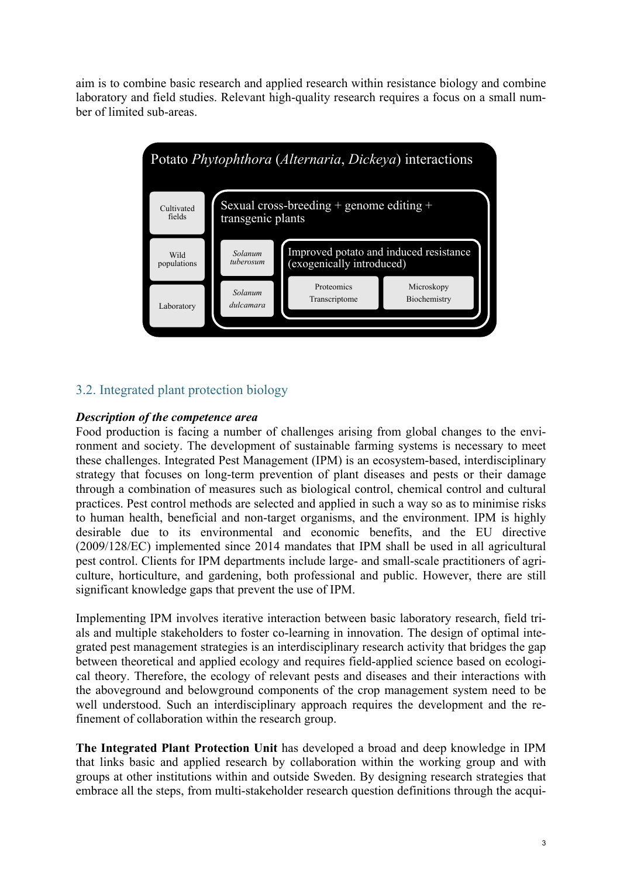aim is to combine basic research and applied research within resistance biology and combine laboratory and field studies. Relevant high-quality research requires a focus on a small number of limited sub-areas.

Potato *Phytophthora* (*Alternaria*, *Dickeya*) interactions

Cultivated fields

Wild populations

Laboratory

Sexual cross-breeding + genome editing + transgenic plants

*Solanum tuberosum*

*Solanum dulcamara*

Improved potato and induced resistance (exogenically introduced)

Proteomics
Transcriptome

Mikroskopy
Biochemistry

## 3.2. Integrated plant protection biology

***Description of the competence area***

Food production is facing a number of challenges arising from global changes to the environment and society. The development of sustainable farming systems is necessary to meet these challenges. Integrated Pest Management (IPM) is an ecosystem-based, interdisciplinary strategy that focuses on long-term prevention of plant diseases and pests or their damage through a combination of measures such as biological control, chemical control and cultural practices. Pest control methods are selected and applied in such a way so as to minimise risks to human health, beneficial and non-target organisms, and the environment. IPM is highly desirable due to its environmental and economic benefits, and the EU directive (2009/128/EC) implemented since 2014 mandates that IPM shall be used in all agricultural pest control. Clients for IPM departments include large- and small-scale practitioners of agriculture, horticulture, and gardening, both professional and public. However, there are still significant knowledge gaps that prevent the use of IPM.

Implementing IPM involves iterative interaction between basic laboratory research, field trials and multiple stakeholders to foster co-learning in innovation. The design of optimal integrated pest management strategies is an interdisciplinary research activity that bridges the gap between theoretical and applied ecology and requires field-applied science based on ecological theory. Therefore, the ecology of relevant pests and diseases and their interactions with the aboveground and belowground components of the crop management system need to be well understood. Such an interdisciplinary approach requires the development and the refinement of collaboration within the research group.

**The Integrated Plant Protection Unit** has developed a broad and deep knowledge in IPM that links basic and applied research by collaboration within the working group and with groups at other institutions within and outside Sweden. By designing research strategies that embrace all the steps, from multi-stakeholder research question definitions through the acqui-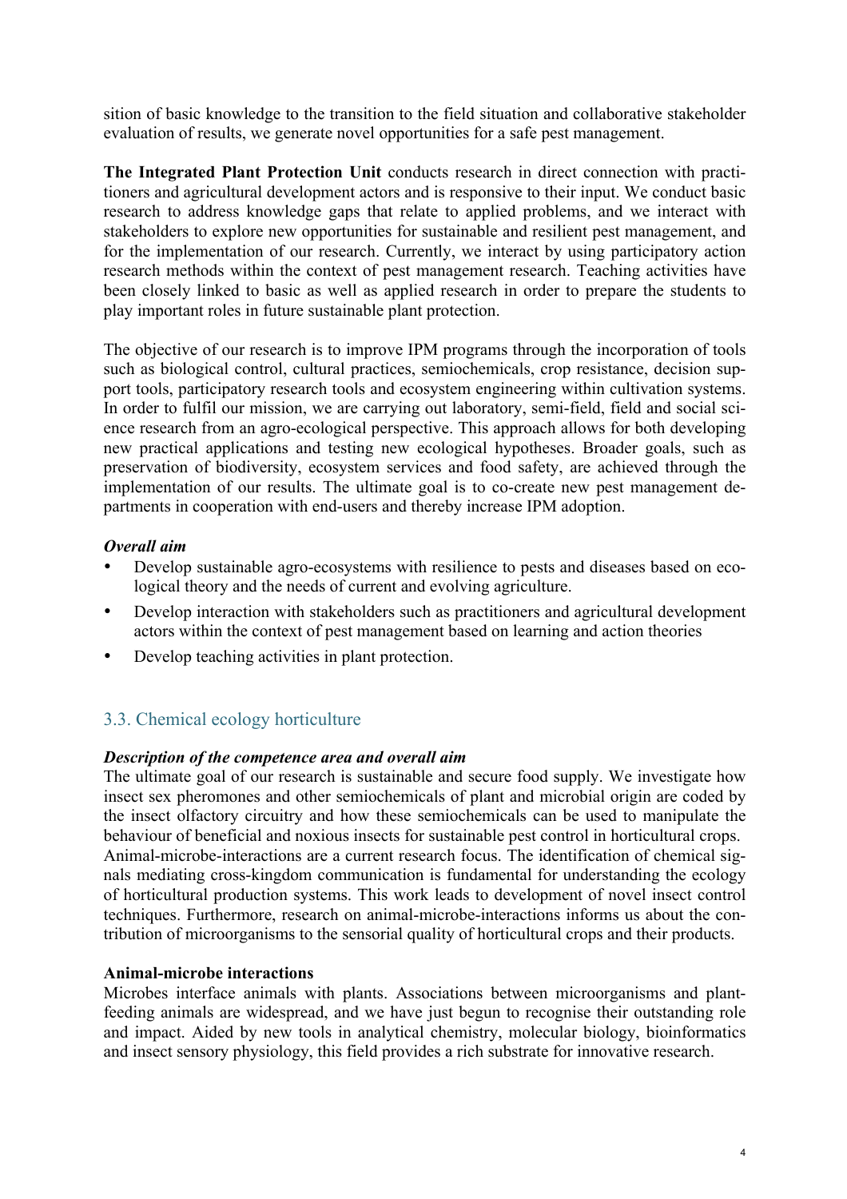sition of basic knowledge to the transition to the field situation and collaborative stakeholder evaluation of results, we generate novel opportunities for a safe pest management.

**The Integrated Plant Protection Unit** conducts research in direct connection with practitioners and agricultural development actors and is responsive to their input. We conduct basic research to address knowledge gaps that relate to applied problems, and we interact with stakeholders to explore new opportunities for sustainable and resilient pest management, and for the implementation of our research. Currently, we interact by using participatory action research methods within the context of pest management research. Teaching activities have been closely linked to basic as well as applied research in order to prepare the students to play important roles in future sustainable plant protection.

The objective of our research is to improve IPM programs through the incorporation of tools such as biological control, cultural practices, semiochemicals, crop resistance, decision support tools, participatory research tools and ecosystem engineering within cultivation systems. In order to fulfil our mission, we are carrying out laboratory, semi-field, field and social science research from an agro-ecological perspective. This approach allows for both developing new practical applications and testing new ecological hypotheses. Broader goals, such as preservation of biodiversity, ecosystem services and food safety, are achieved through the implementation of our results. The ultimate goal is to co-create new pest management departments in cooperation with end-users and thereby increase IPM adoption.

***Overall aim***

- Develop sustainable agro-ecosystems with resilience to pests and diseases based on ecological theory and the needs of current and evolving agriculture.
- Develop interaction with stakeholders such as practitioners and agricultural development actors within the context of pest management based on learning and action theories
- Develop teaching activities in plant protection.

## 3.3. Chemical ecology horticulture

***Description of the competence area and overall aim***

The ultimate goal of our research is sustainable and secure food supply. We investigate how insect sex pheromones and other semiochemicals of plant and microbial origin are coded by the insect olfactory circuitry and how these semiochemicals can be used to manipulate the behaviour of beneficial and noxious insects for sustainable pest control in horticultural crops. Animal-microbe-interactions are a current research focus. The identification of chemical signals mediating cross-kingdom communication is fundamental for understanding the ecology of horticultural production systems. This work leads to development of novel insect control techniques. Furthermore, research on animal-microbe-interactions informs us about the contribution of microorganisms to the sensorial quality of horticultural crops and their products.

**Animal-microbe interactions**

Microbes interface animals with plants. Associations between microorganisms and plant-feeding animals are widespread, and we have just begun to recognise their outstanding role and impact. Aided by new tools in analytical chemistry, molecular biology, bioinformatics and insect sensory physiology, this field provides a rich substrate for innovative research.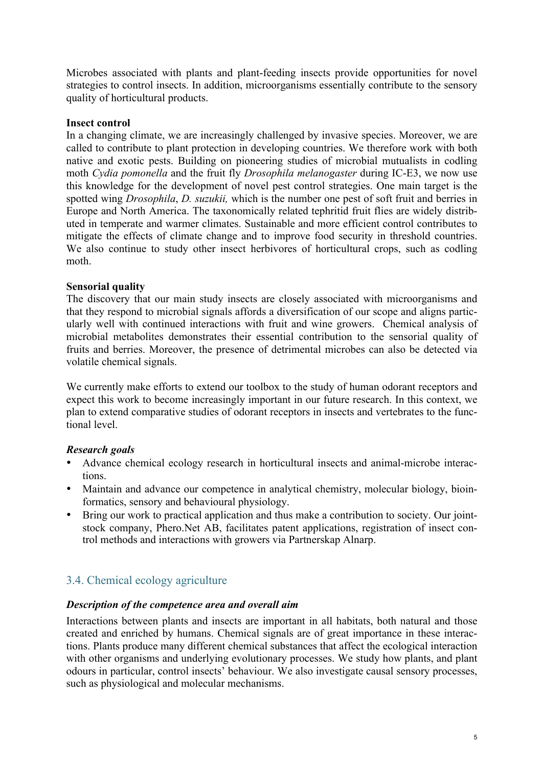Microbes associated with plants and plant-feeding insects provide opportunities for novel strategies to control insects. In addition, microorganisms essentially contribute to the sensory quality of horticultural products.

**Insect control**

In a changing climate, we are increasingly challenged by invasive species. Moreover, we are called to contribute to plant protection in developing countries. We therefore work with both native and exotic pests. Building on pioneering studies of microbial mutualists in codling moth *Cydia pomonella* and the fruit fly *Drosophila melanogaster* during IC-E3, we now use this knowledge for the development of novel pest control strategies. One main target is the spotted wing *Drosophila*, *D. suzukii,* which is the number one pest of soft fruit and berries in Europe and North America. The taxonomically related tephritid fruit flies are widely distributed in temperate and warmer climates. Sustainable and more efficient control contributes to mitigate the effects of climate change and to improve food security in threshold countries. We also continue to study other insect herbivores of horticultural crops, such as codling moth.

**Sensorial quality**

The discovery that our main study insects are closely associated with microorganisms and that they respond to microbial signals affords a diversification of our scope and aligns particularly well with continued interactions with fruit and wine growers. Chemical analysis of microbial metabolites demonstrates their essential contribution to the sensorial quality of fruits and berries. Moreover, the presence of detrimental microbes can also be detected via volatile chemical signals.

We currently make efforts to extend our toolbox to the study of human odorant receptors and expect this work to become increasingly important in our future research. In this context, we plan to extend comparative studies of odorant receptors in insects and vertebrates to the functional level.

***Research goals***

- Advance chemical ecology research in horticultural insects and animal-microbe interactions.
- Maintain and advance our competence in analytical chemistry, molecular biology, bioinformatics, sensory and behavioural physiology.
- Bring our work to practical application and thus make a contribution to society. Our joint-stock company, Phero.Net AB, facilitates patent applications, registration of insect control methods and interactions with growers via Partnerskap Alnarp.

## 3.4. Chemical ecology agriculture

***Description of the competence area and overall aim***

Interactions between plants and insects are important in all habitats, both natural and those created and enriched by humans. Chemical signals are of great importance in these interactions. Plants produce many different chemical substances that affect the ecological interaction with other organisms and underlying evolutionary processes. We study how plants, and plant odours in particular, control insects' behaviour. We also investigate causal sensory processes, such as physiological and molecular mechanisms.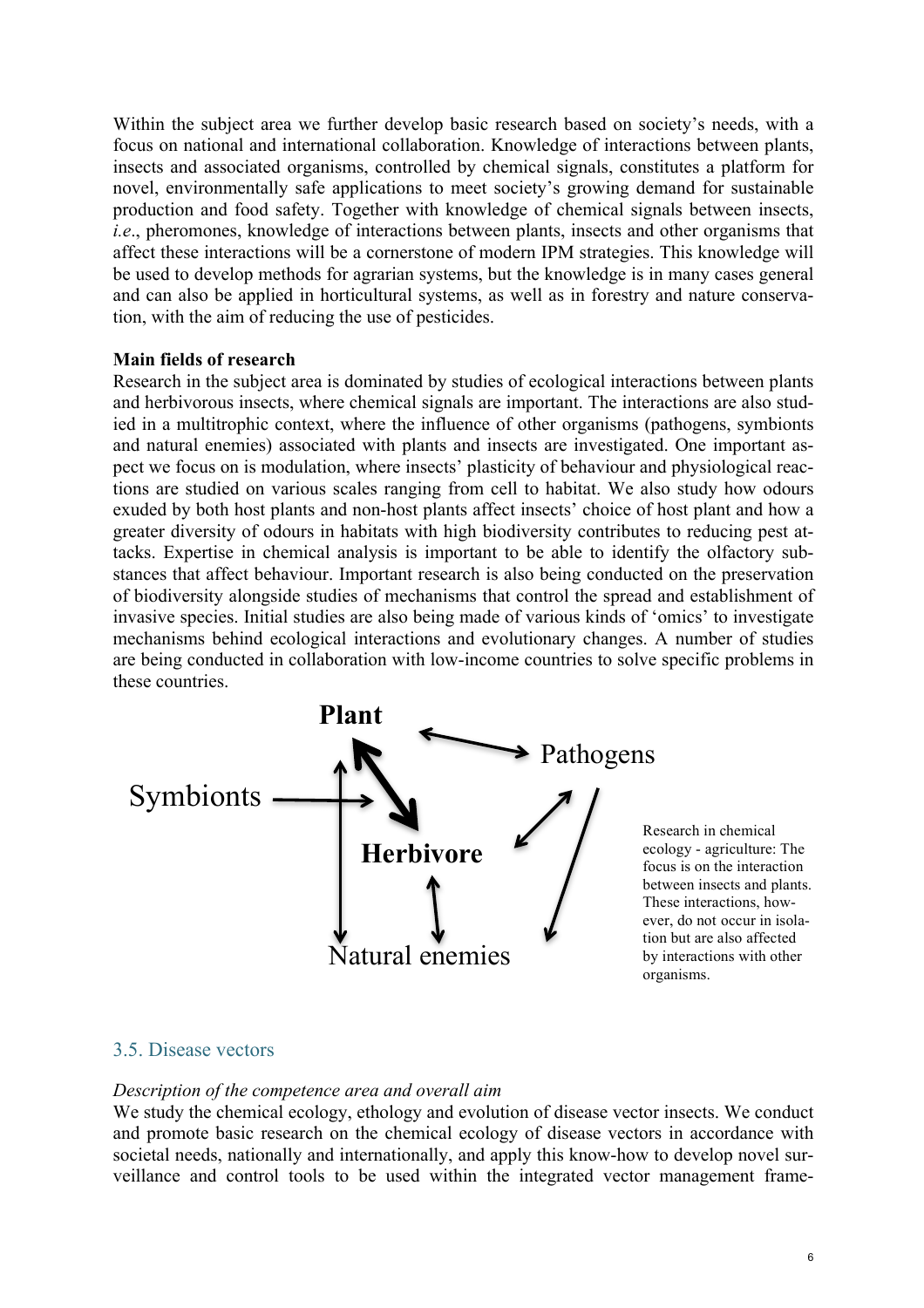Within the subject area we further develop basic research based on society's needs, with a focus on national and international collaboration. Knowledge of interactions between plants, insects and associated organisms, controlled by chemical signals, constitutes a platform for novel, environmentally safe applications to meet society's growing demand for sustainable production and food safety. Together with knowledge of chemical signals between insects, *i.e*., pheromones, knowledge of interactions between plants, insects and other organisms that affect these interactions will be a cornerstone of modern IPM strategies. This knowledge will be used to develop methods for agrarian systems, but the knowledge is in many cases general and can also be applied in horticultural systems, as well as in forestry and nature conservation, with the aim of reducing the use of pesticides.

**Main fields of research**

Research in the subject area is dominated by studies of ecological interactions between plants and herbivorous insects, where chemical signals are important. The interactions are also studied in a multitrophic context, where the influence of other organisms (pathogens, symbionts and natural enemies) associated with plants and insects are investigated. One important aspect we focus on is modulation, where insects' plasticity of behaviour and physiological reactions are studied on various scales ranging from cell to habitat. We also study how odours exuded by both host plants and non-host plants affect insects' choice of host plant and how a greater diversity of odours in habitats with high biodiversity contributes to reducing pest attacks. Expertise in chemical analysis is important to be able to identify the olfactory substances that affect behaviour. Important research is also being conducted on the preservation of biodiversity alongside studies of mechanisms that control the spread and establishment of invasive species. Initial studies are also being made of various kinds of 'omics' to investigate mechanisms behind ecological interactions and evolutionary changes. A number of studies are being conducted in collaboration with low-income countries to solve specific problems in these countries.

Plant — Pathogens — Symbionts — Herbivore — Natural enemies

Research in chemical ecology - agriculture: The focus is on the interaction between insects and plants. These interactions, however, do not occur in isolation but are also affected by interactions with other organisms.

## 3.5. Disease vectors

*Description of the competence area and overall aim*

We study the chemical ecology, ethology and evolution of disease vector insects. We conduct and promote basic research on the chemical ecology of disease vectors in accordance with societal needs, nationally and internationally, and apply this know-how to develop novel surveillance and control tools to be used within the integrated vector management frame-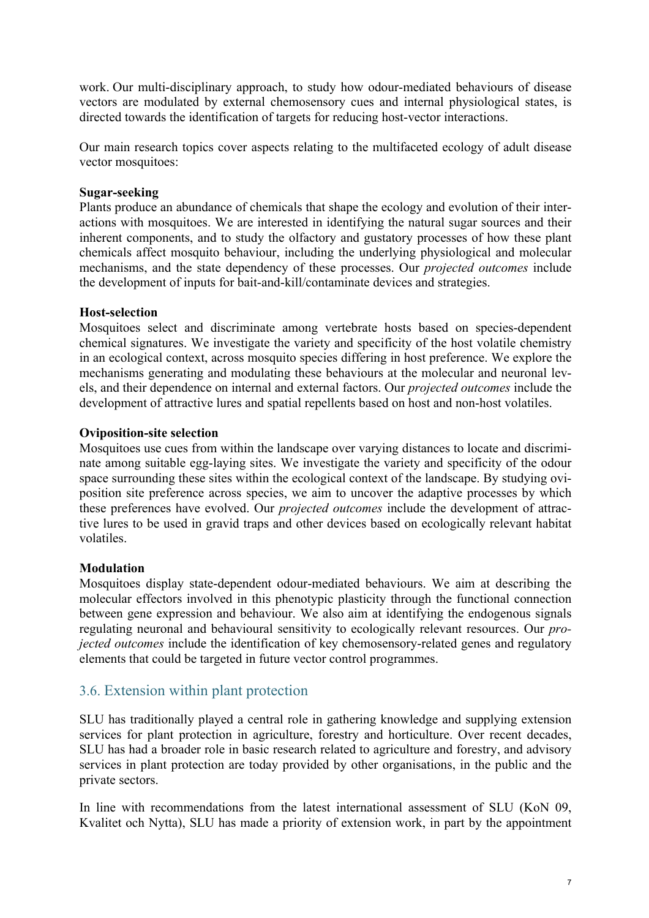work. Our multi-disciplinary approach, to study how odour-mediated behaviours of disease vectors are modulated by external chemosensory cues and internal physiological states, is directed towards the identification of targets for reducing host-vector interactions.

Our main research topics cover aspects relating to the multifaceted ecology of adult disease vector mosquitoes:

**Sugar-seeking**
Plants produce an abundance of chemicals that shape the ecology and evolution of their interactions with mosquitoes. We are interested in identifying the natural sugar sources and their inherent components, and to study the olfactory and gustatory processes of how these plant chemicals affect mosquito behaviour, including the underlying physiological and molecular mechanisms, and the state dependency of these processes. Our *projected outcomes* include the development of inputs for bait-and-kill/contaminate devices and strategies.

**Host-selection**
Mosquitoes select and discriminate among vertebrate hosts based on species-dependent chemical signatures. We investigate the variety and specificity of the host volatile chemistry in an ecological context, across mosquito species differing in host preference. We explore the mechanisms generating and modulating these behaviours at the molecular and neuronal levels, and their dependence on internal and external factors. Our *projected outcomes* include the development of attractive lures and spatial repellents based on host and non-host volatiles.

**Oviposition-site selection**
Mosquitoes use cues from within the landscape over varying distances to locate and discriminate among suitable egg-laying sites. We investigate the variety and specificity of the odour space surrounding these sites within the ecological context of the landscape. By studying oviposition site preference across species, we aim to uncover the adaptive processes by which these preferences have evolved. Our *projected outcomes* include the development of attractive lures to be used in gravid traps and other devices based on ecologically relevant habitat volatiles.

**Modulation**
Mosquitoes display state-dependent odour-mediated behaviours. We aim at describing the molecular effectors involved in this phenotypic plasticity through the functional connection between gene expression and behaviour. We also aim at identifying the endogenous signals regulating neuronal and behavioural sensitivity to ecologically relevant resources. Our *projected outcomes* include the identification of key chemosensory-related genes and regulatory elements that could be targeted in future vector control programmes.

## 3.6. Extension within plant protection

SLU has traditionally played a central role in gathering knowledge and supplying extension services for plant protection in agriculture, forestry and horticulture. Over recent decades, SLU has had a broader role in basic research related to agriculture and forestry, and advisory services in plant protection are today provided by other organisations, in the public and the private sectors.

In line with recommendations from the latest international assessment of SLU (KoN 09, Kvalitet och Nytta), SLU has made a priority of extension work, in part by the appointment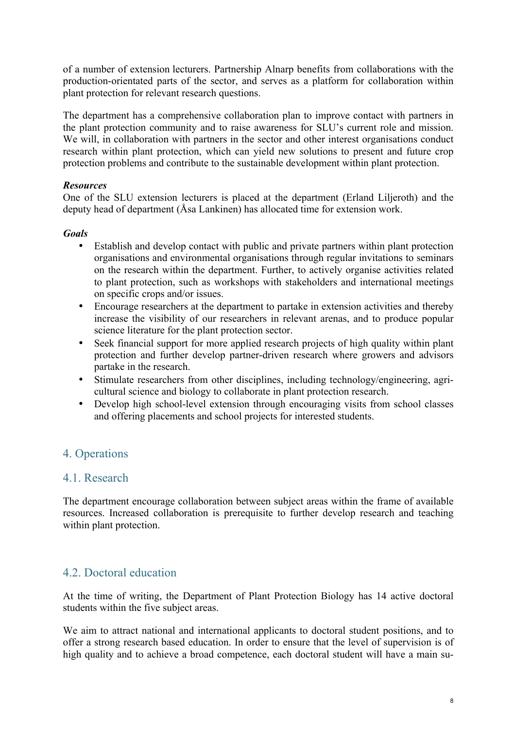of a number of extension lecturers. Partnership Alnarp benefits from collaborations with the production-orientated parts of the sector, and serves as a platform for collaboration within plant protection for relevant research questions.

The department has a comprehensive collaboration plan to improve contact with partners in the plant protection community and to raise awareness for SLU's current role and mission. We will, in collaboration with partners in the sector and other interest organisations conduct research within plant protection, which can yield new solutions to present and future crop protection problems and contribute to the sustainable development within plant protection.

***Resources***

One of the SLU extension lecturers is placed at the department (Erland Liljeroth) and the deputy head of department (Åsa Lankinen) has allocated time for extension work.

***Goals***

- Establish and develop contact with public and private partners within plant protection organisations and environmental organisations through regular invitations to seminars on the research within the department. Further, to actively organise activities related to plant protection, such as workshops with stakeholders and international meetings on specific crops and/or issues.
- Encourage researchers at the department to partake in extension activities and thereby increase the visibility of our researchers in relevant arenas, and to produce popular science literature for the plant protection sector.
- Seek financial support for more applied research projects of high quality within plant protection and further develop partner-driven research where growers and advisors partake in the research.
- Stimulate researchers from other disciplines, including technology/engineering, agricultural science and biology to collaborate in plant protection research.
- Develop high school-level extension through encouraging visits from school classes and offering placements and school projects for interested students.

## 4. Operations

### 4.1. Research

The department encourage collaboration between subject areas within the frame of available resources. Increased collaboration is prerequisite to further develop research and teaching within plant protection.

### 4.2. Doctoral education

At the time of writing, the Department of Plant Protection Biology has 14 active doctoral students within the five subject areas.

We aim to attract national and international applicants to doctoral student positions, and to offer a strong research based education. In order to ensure that the level of supervision is of high quality and to achieve a broad competence, each doctoral student will have a main su-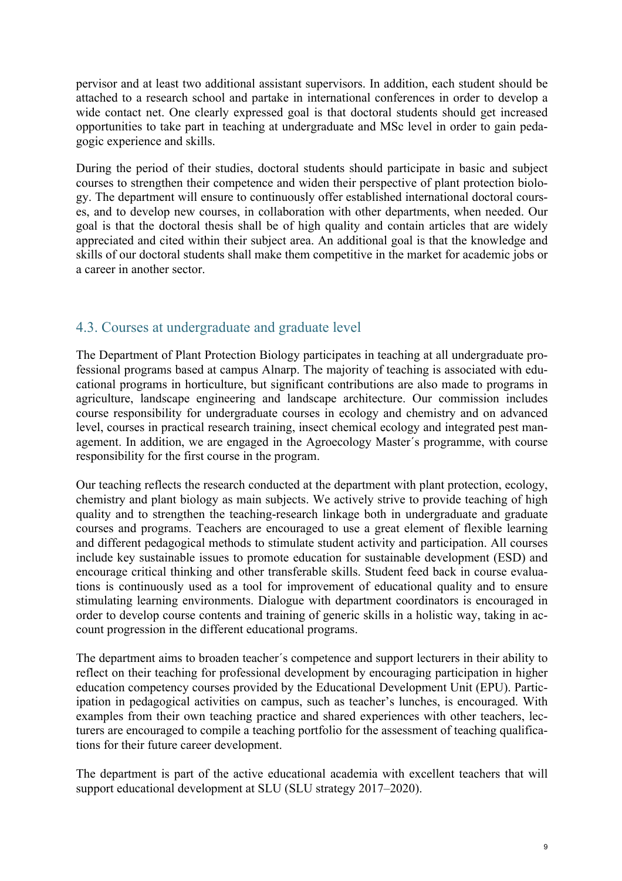pervisor and at least two additional assistant supervisors. In addition, each student should be attached to a research school and partake in international conferences in order to develop a wide contact net. One clearly expressed goal is that doctoral students should get increased opportunities to take part in teaching at undergraduate and MSc level in order to gain pedagogic experience and skills.

During the period of their studies, doctoral students should participate in basic and subject courses to strengthen their competence and widen their perspective of plant protection biology. The department will ensure to continuously offer established international doctoral courses, and to develop new courses, in collaboration with other departments, when needed. Our goal is that the doctoral thesis shall be of high quality and contain articles that are widely appreciated and cited within their subject area. An additional goal is that the knowledge and skills of our doctoral students shall make them competitive in the market for academic jobs or a career in another sector.

## 4.3. Courses at undergraduate and graduate level

The Department of Plant Protection Biology participates in teaching at all undergraduate professional programs based at campus Alnarp. The majority of teaching is associated with educational programs in horticulture, but significant contributions are also made to programs in agriculture, landscape engineering and landscape architecture. Our commission includes course responsibility for undergraduate courses in ecology and chemistry and on advanced level, courses in practical research training, insect chemical ecology and integrated pest management. In addition, we are engaged in the Agroecology Master´s programme, with course responsibility for the first course in the program.

Our teaching reflects the research conducted at the department with plant protection, ecology, chemistry and plant biology as main subjects. We actively strive to provide teaching of high quality and to strengthen the teaching-research linkage both in undergraduate and graduate courses and programs. Teachers are encouraged to use a great element of flexible learning and different pedagogical methods to stimulate student activity and participation. All courses include key sustainable issues to promote education for sustainable development (ESD) and encourage critical thinking and other transferable skills. Student feed back in course evaluations is continuously used as a tool for improvement of educational quality and to ensure stimulating learning environments. Dialogue with department coordinators is encouraged in order to develop course contents and training of generic skills in a holistic way, taking in account progression in the different educational programs.

The department aims to broaden teacher´s competence and support lecturers in their ability to reflect on their teaching for professional development by encouraging participation in higher education competency courses provided by the Educational Development Unit (EPU). Participation in pedagogical activities on campus, such as teacher's lunches, is encouraged. With examples from their own teaching practice and shared experiences with other teachers, lecturers are encouraged to compile a teaching portfolio for the assessment of teaching qualifications for their future career development.

The department is part of the active educational academia with excellent teachers that will support educational development at SLU (SLU strategy 2017–2020).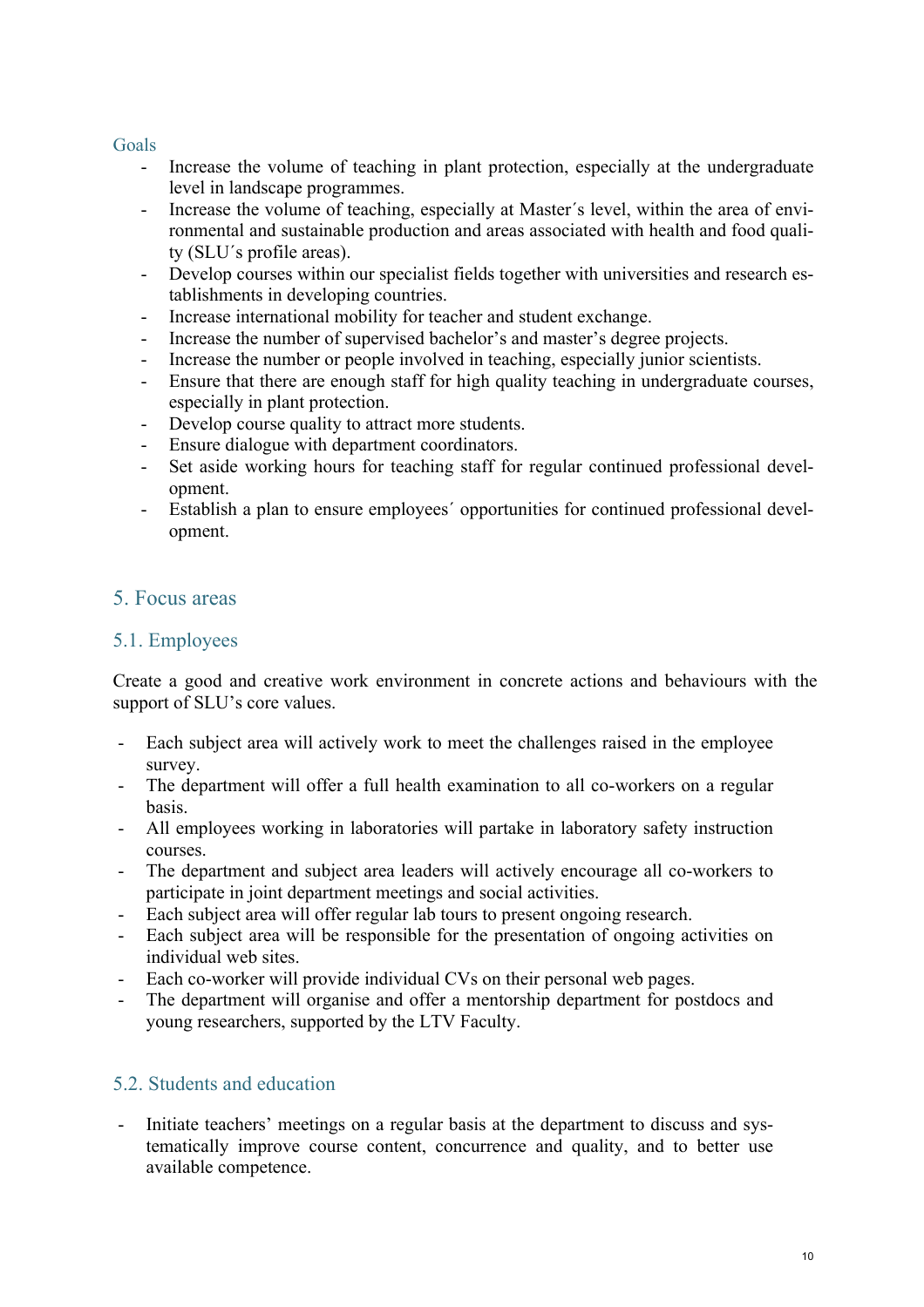### Goals

- Increase the volume of teaching in plant protection, especially at the undergraduate level in landscape programmes.
- Increase the volume of teaching, especially at Master´s level, within the area of environmental and sustainable production and areas associated with health and food quality (SLU´s profile areas).
- Develop courses within our specialist fields together with universities and research establishments in developing countries.
- Increase international mobility for teacher and student exchange.
- Increase the number of supervised bachelor's and master's degree projects.
- Increase the number or people involved in teaching, especially junior scientists.
- Ensure that there are enough staff for high quality teaching in undergraduate courses, especially in plant protection.
- Develop course quality to attract more students.
- Ensure dialogue with department coordinators.
- Set aside working hours for teaching staff for regular continued professional development.
- Establish a plan to ensure employees´ opportunities for continued professional development.

## 5. Focus areas

### 5.1. Employees

Create a good and creative work environment in concrete actions and behaviours with the support of SLU's core values.

- Each subject area will actively work to meet the challenges raised in the employee survey.
- The department will offer a full health examination to all co-workers on a regular basis.
- All employees working in laboratories will partake in laboratory safety instruction courses.
- The department and subject area leaders will actively encourage all co-workers to participate in joint department meetings and social activities.
- Each subject area will offer regular lab tours to present ongoing research.
- Each subject area will be responsible for the presentation of ongoing activities on individual web sites.
- Each co-worker will provide individual CVs on their personal web pages.
- The department will organise and offer a mentorship department for postdocs and young researchers, supported by the LTV Faculty.

### 5.2. Students and education

- Initiate teachers' meetings on a regular basis at the department to discuss and systematically improve course content, concurrence and quality, and to better use available competence.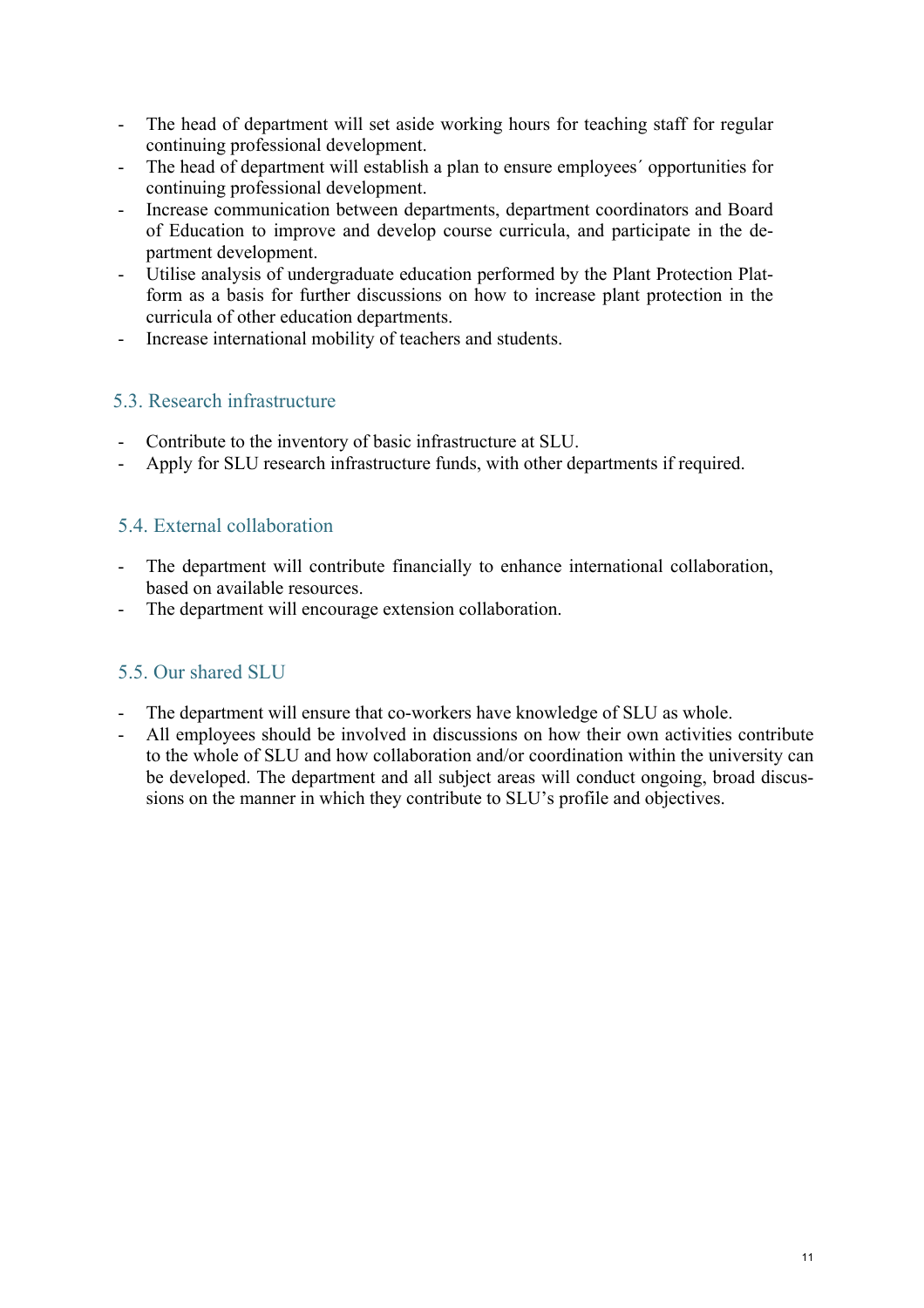- The head of department will set aside working hours for teaching staff for regular continuing professional development.
- The head of department will establish a plan to ensure employees´ opportunities for continuing professional development.
- Increase communication between departments, department coordinators and Board of Education to improve and develop course curricula, and participate in the department development.
- Utilise analysis of undergraduate education performed by the Plant Protection Platform as a basis for further discussions on how to increase plant protection in the curricula of other education departments.
- Increase international mobility of teachers and students.

## 5.3. Research infrastructure

- Contribute to the inventory of basic infrastructure at SLU.
- Apply for SLU research infrastructure funds, with other departments if required.

## 5.4. External collaboration

- The department will contribute financially to enhance international collaboration, based on available resources.
- The department will encourage extension collaboration.

## 5.5. Our shared SLU

- The department will ensure that co-workers have knowledge of SLU as whole.
- All employees should be involved in discussions on how their own activities contribute to the whole of SLU and how collaboration and/or coordination within the university can be developed. The department and all subject areas will conduct ongoing, broad discussions on the manner in which they contribute to SLU's profile and objectives.